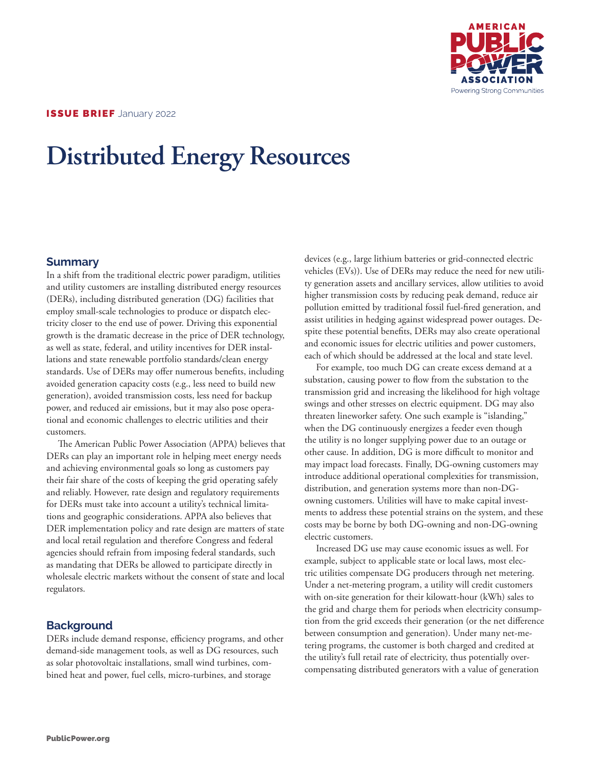**ISSUE BRIEF** January 2022

# Distributed Energy Resources

## Summary

In a shift from the traditional electric power paradigm, utilities and utility customers are installing distributed energy resources (DERs), including distributed generation (DG) facilities that employ small-scale technologies to produce or dispatch electricity closer to the end use of power. Driving this exponential growth is the dramatic decrease in the price of DER technology, as well as state, federal, and utility incentives for DER installations and state renewable portfolio standards/clean energy standards. Use of DERs may offer numerous benefits, including avoided generation capacity costs (e.g., less need to build new generation), avoided transmission costs, less need for backup power, and reduced air emissions, but it may also pose operational and economic challenges to electric utilities and their customers.

The American Public Power Association (APPA) believes that DERs can play an important role in helping meet energy needs and achieving environmental goals so long as customers pay their fair share of the costs of keeping the grid operating safely and reliably. However, rate design and regulatory requirements for DERs must take into account a utility's technical limitations and geographic considerations. APPA also believes that DER implementation policy and rate design are matters of state and local retail regulation and therefore Congress and federal agencies should refrain from imposing federal standards, such as mandating that DERs be allowed to participate directly in wholesale electric markets without the consent of state and local regulators.

## Background

DERs include demand response, efficiency programs, and other demand-side management tools, as well as DG resources, such as solar photovoltaic installations, small wind turbines, combined heat and power, fuel cells, micro-turbines, and storage devices (e.g., large lithium batteries or grid-connected electric vehicles (EVs)). Use of DERs may reduce the need for new utility generation assets and ancillary services, allow utilities to avoid higher transmission costs by reducing peak demand, reduce air pollution emitted by traditional fossil fuel-fired generation, and assist utilities in hedging against widespread power outages. Despite these potential benefits, DERs may also create operational and economic issues for electric utilities and power customers, each of which should be addressed at the local and state level.

For example, too much DG can create excess demand at a substation, causing power to flow from the substation to the transmission grid and increasing the likelihood for high voltage swings and other stresses on electric equipment. DG may also threaten lineworker safety. One such example is "islanding," when the DG continuously energizes a feeder even though the utility is no longer supplying power due to an outage or other cause. In addition, DG is more difficult to monitor and may impact load forecasts. Finally, DG-owning customers may introduce additional operational complexities for transmission, distribution, and generation systems more than non-DG-owning customers. Utilities will have to make capital investments to address these potential strains on the system, and these costs may be borne by both DG-owning and non-DG-owning electric customers.

Increased DG use may cause economic issues as well. For example, subject to applicable state or local laws, most electric utilities compensate DG producers through net metering. Under a net-metering program, a utility will credit customers with on-site generation for their kilowatt-hour (kWh) sales to the grid and charge them for periods when electricity consumption from the grid exceeds their generation (or the net difference between consumption and generation). Under many net-metering programs, the customer is both charged and credited at the utility's full retail rate of electricity, thus potentially overcompensating distributed generators with a value of generation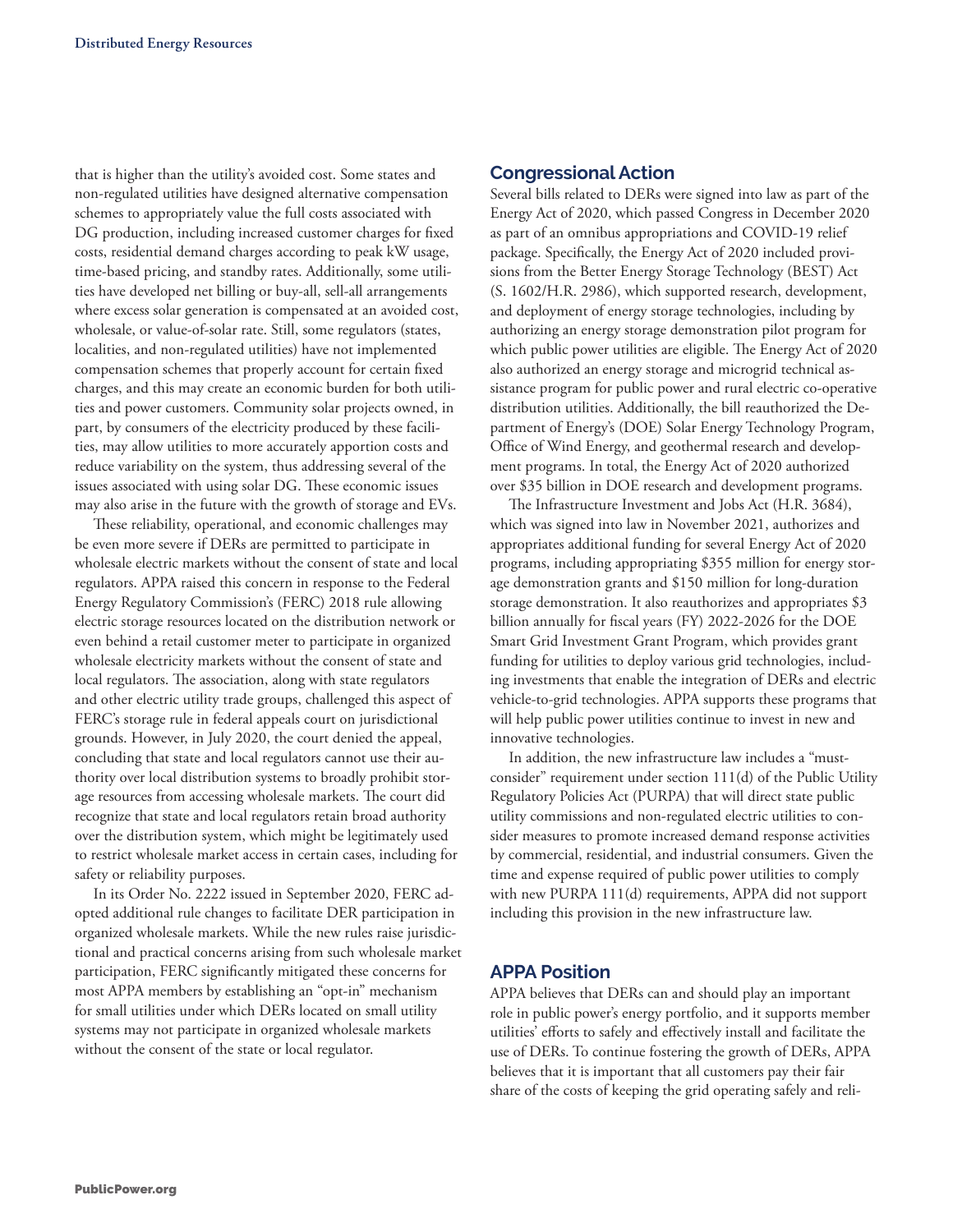that is higher than the utility's avoided cost. Some states and non-regulated utilities have designed alternative compensation schemes to appropriately value the full costs associated with DG production, including increased customer charges for fixed costs, residential demand charges according to peak kW usage, time-based pricing, and standby rates. Additionally, some utilities have developed net billing or buy-all, sell-all arrangements where excess solar generation is compensated at an avoided cost, wholesale, or value-of-solar rate. Still, some regulators (states, localities, and non-regulated utilities) have not implemented compensation schemes that properly account for certain fixed charges, and this may create an economic burden for both utilities and power customers. Community solar projects owned, in part, by consumers of the electricity produced by these facilities, may allow utilities to more accurately apportion costs and reduce variability on the system, thus addressing several of the issues associated with using solar DG. These economic issues may also arise in the future with the growth of storage and EVs.

These reliability, operational, and economic challenges may be even more severe if DERs are permitted to participate in wholesale electric markets without the consent of state and local regulators. APPA raised this concern in response to the Federal Energy Regulatory Commission's (FERC) 2018 rule allowing electric storage resources located on the distribution network or even behind a retail customer meter to participate in organized wholesale electricity markets without the consent of state and local regulators. The association, along with state regulators and other electric utility trade groups, challenged this aspect of FERC's storage rule in federal appeals court on jurisdictional grounds. However, in July 2020, the court denied the appeal, concluding that state and local regulators cannot use their authority over local distribution systems to broadly prohibit storage resources from accessing wholesale markets. The court did recognize that state and local regulators retain broad authority over the distribution system, which might be legitimately used to restrict wholesale market access in certain cases, including for safety or reliability purposes.

In its Order No. 2222 issued in September 2020, FERC adopted additional rule changes to facilitate DER participation in organized wholesale markets. While the new rules raise jurisdictional and practical concerns arising from such wholesale market participation, FERC significantly mitigated these concerns for most APPA members by establishing an "opt-in" mechanism for small utilities under which DERs located on small utility systems may not participate in organized wholesale markets without the consent of the state or local regulator.

## Congressional Action

Several bills related to DERs were signed into law as part of the Energy Act of 2020, which passed Congress in December 2020 as part of an omnibus appropriations and COVID-19 relief package. Specifically, the Energy Act of 2020 included provisions from the Better Energy Storage Technology (BEST) Act (S. 1602/H.R. 2986), which supported research, development, and deployment of energy storage technologies, including by authorizing an energy storage demonstration pilot program for which public power utilities are eligible. The Energy Act of 2020 also authorized an energy storage and microgrid technical assistance program for public power and rural electric co-operative distribution utilities. Additionally, the bill reauthorized the Department of Energy's (DOE) Solar Energy Technology Program, Office of Wind Energy, and geothermal research and development programs. In total, the Energy Act of 2020 authorized over $35 billion in DOE research and development programs.

The Infrastructure Investment and Jobs Act (H.R. 3684), which was signed into law in November 2021, authorizes and appropriates additional funding for several Energy Act of 2020 programs, including appropriating $355 million for energy storage demonstration grants and $150 million for long-duration storage demonstration. It also reauthorizes and appropriates $3 billion annually for fiscal years (FY) 2022-2026 for the DOE Smart Grid Investment Grant Program, which provides grant funding for utilities to deploy various grid technologies, including investments that enable the integration of DERs and electric vehicle-to-grid technologies. APPA supports these programs that will help public power utilities continue to invest in new and innovative technologies.

In addition, the new infrastructure law includes a "must-consider" requirement under section 111(d) of the Public Utility Regulatory Policies Act (PURPA) that will direct state public utility commissions and non-regulated electric utilities to consider measures to promote increased demand response activities by commercial, residential, and industrial consumers. Given the time and expense required of public power utilities to comply with new PURPA 111(d) requirements, APPA did not support including this provision in the new infrastructure law.

## APPA Position

APPA believes that DERs can and should play an important role in public power's energy portfolio, and it supports member utilities' efforts to safely and effectively install and facilitate the use of DERs. To continue fostering the growth of DERs, APPA believes that it is important that all customers pay their fair share of the costs of keeping the grid operating safely and reli-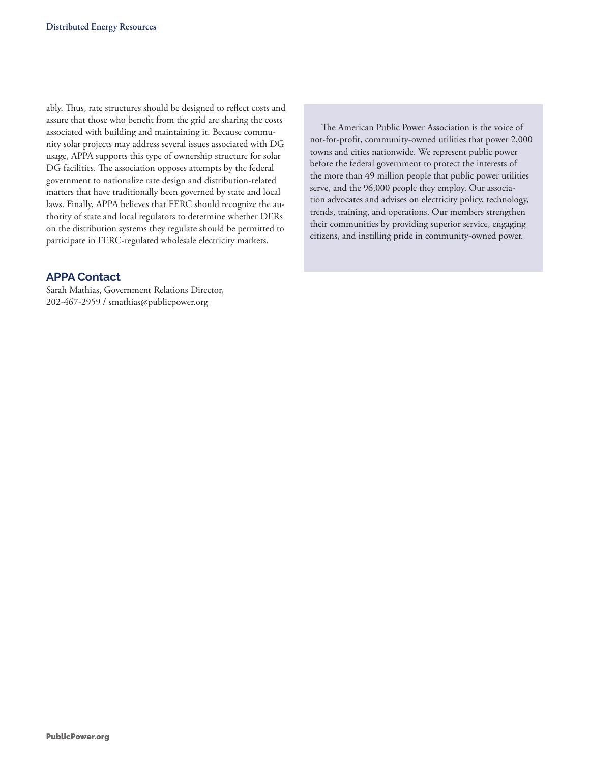ably. Thus, rate structures should be designed to reflect costs and assure that those who benefit from the grid are sharing the costs associated with building and maintaining it. Because community solar projects may address several issues associated with DG usage, APPA supports this type of ownership structure for solar DG facilities. The association opposes attempts by the federal government to nationalize rate design and distribution-related matters that have traditionally been governed by state and local laws. Finally, APPA believes that FERC should recognize the authority of state and local regulators to determine whether DERs on the distribution systems they regulate should be permitted to participate in FERC-regulated wholesale electricity markets.

## APPA Contact

Sarah Mathias, Government Relations Director,
202-467-2959 / smathias@publicpower.org

The American Public Power Association is the voice of not-for-profit, community-owned utilities that power 2,000 towns and cities nationwide. We represent public power before the federal government to protect the interests of the more than 49 million people that public power utilities serve, and the 96,000 people they employ. Our association advocates and advises on electricity policy, technology, trends, training, and operations. Our members strengthen their communities by providing superior service, engaging citizens, and instilling pride in community-owned power.